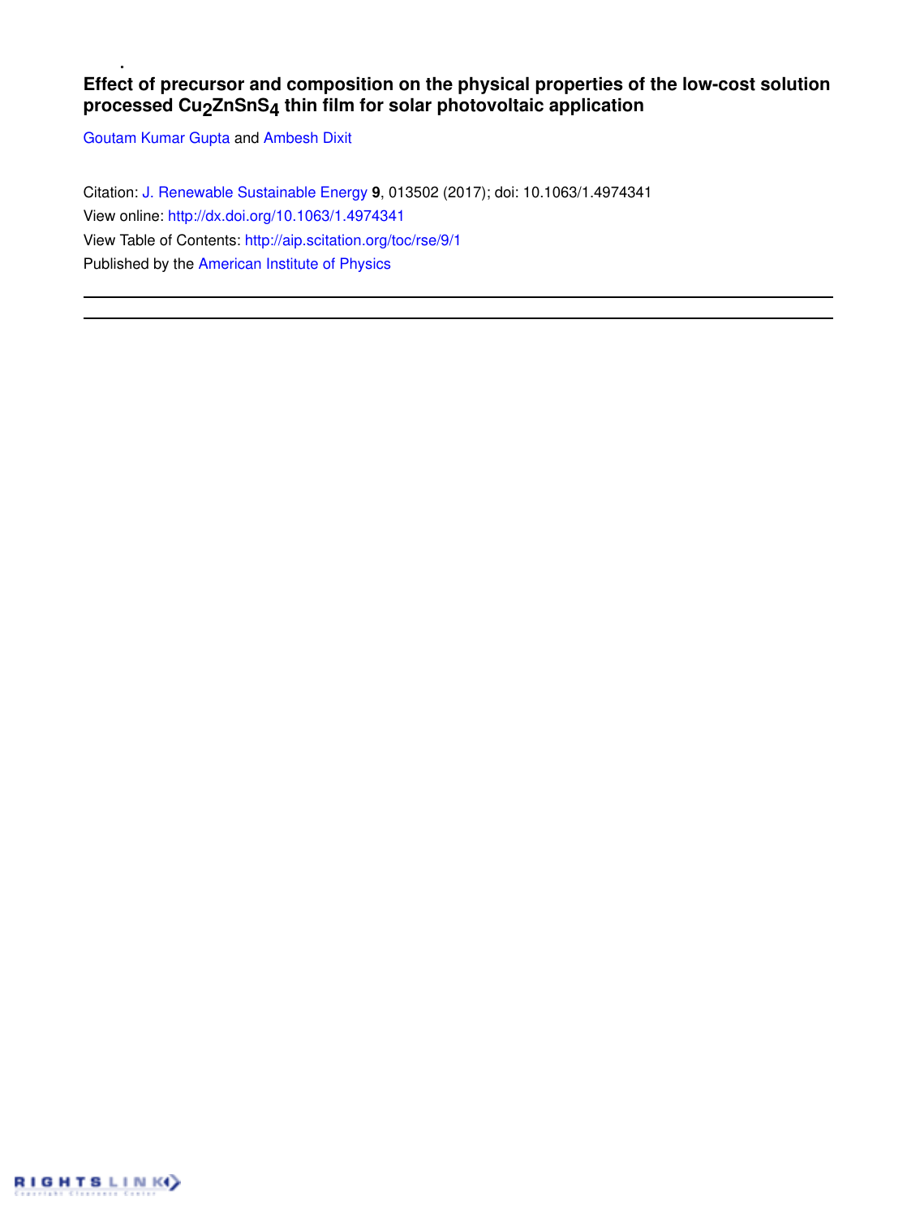# Effect of precursor and composition on the physical properties of the low-cost solution processed $Cu_2ZnSnS_4$ thin film for solar photovoltaic application

Goutam Kumar Gupta and Ambesh Dixit

Citation: J. Renewable Sustainable Energy **9**, 013502 (2017); doi: 10.1063/1.4974341

View online: http://dx.doi.org/10.1063/1.4974341

View Table of Contents: http://aip.scitation.org/toc/rse/9/1

Published by the American Institute of Physics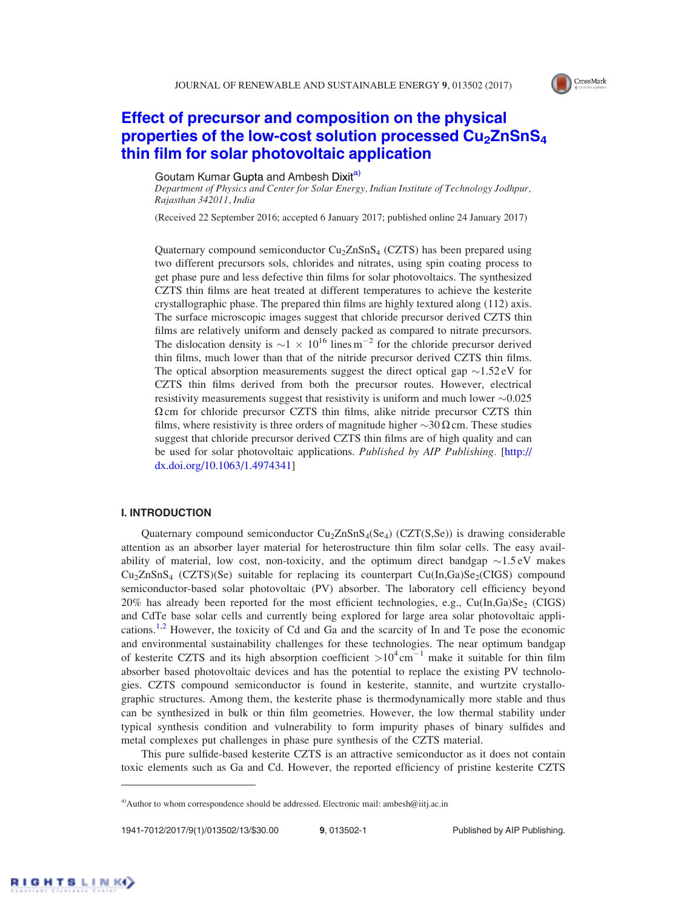# Effect of precursor and composition on the physical properties of the low-cost solution processed $Cu_2ZnSnS_4$ thin film for solar photovoltaic application

Goutam Kumar Gupta and Ambesh Dixit[a]

*Department of Physics and Center for Solar Energy, Indian Institute of Technology Jodhpur, Rajasthan 342011, India*

(Received 22 September 2016; accepted 6 January 2017; published online 24 January 2017)

Quaternary compound semiconductor $Cu_2ZnSnS_4$ (CZTS) has been prepared using two different precursors sols, chlorides and nitrates, using spin coating process to get phase pure and less defective thin films for solar photovoltaics. The synthesized CZTS thin films are heat treated at different temperatures to achieve the kesterite crystallographic phase. The prepared thin films are highly textured along (112) axis. The surface microscopic images suggest that chloride precursor derived CZTS thin films are relatively uniform and densely packed as compared to nitrate precursors. The dislocation density is $\sim 1 \times 10^{16}$ lines $m^{-2}$ for the chloride precursor derived thin films, much lower than that of the nitride precursor derived CZTS thin films. The optical absorption measurements suggest the direct optical gap $\sim$1.52 eV for CZTS thin films derived from both the precursor routes. However, electrical resistivity measurements suggest that resistivity is uniform and much lower $\sim$0.025 $\Omega$cm for chloride precursor CZTS thin films, alike nitride precursor CZTS thin films, where resistivity is three orders of magnitude higher $\sim$30 $\Omega$cm. These studies suggest that chloride precursor derived CZTS thin films are of high quality and can be used for solar photovoltaic applications. *Published by AIP Publishing.* [http://dx.doi.org/10.1063/1.4974341]

## I. INTRODUCTION

Quaternary compound semiconductor $Cu_2ZnSnS_4(Se_4)$ (CZT(S,Se)) is drawing considerable attention as an absorber layer material for heterostructure thin film solar cells. The easy availability of material, low cost, non-toxicity, and the optimum direct bandgap $\sim$1.5 eV makes $Cu_2ZnSnS_4$ (CZTS)(Se) suitable for replacing its counterpart Cu(In,Ga)$Se_2$(CIGS) compound semiconductor-based solar photovoltaic (PV) absorber. The laboratory cell efficiency beyond 20% has already been reported for the most efficient technologies, e.g., Cu(In,Ga)$Se_2$ (CIGS) and CdTe base solar cells and currently being explored for large area solar photovoltaic applications.[1,2] However, the toxicity of Cd and Ga and the scarcity of In and Te pose the economic and environmental sustainability challenges for these technologies. The near optimum bandgap of kesterite CZTS and its high absorption coefficient $>10^4$ $cm^{-1}$ make it suitable for thin film absorber based photovoltaic devices and has the potential to replace the existing PV technologies. CZTS compound semiconductor is found in kesterite, stannite, and wurtzite crystallographic structures. Among them, the kesterite phase is thermodynamically more stable and thus can be synthesized in bulk or thin film geometries. However, the low thermal stability under typical synthesis condition and vulnerability to form impurity phases of binary sulfides and metal complexes put challenges in phase pure synthesis of the CZTS material.

This pure sulfide-based kesterite CZTS is an attractive semiconductor as it does not contain toxic elements such as Ga and Cd. However, the reported efficiency of pristine kesterite CZTS

[a]Author to whom correspondence should be addressed. Electronic mail: ambesh@iitj.ac.in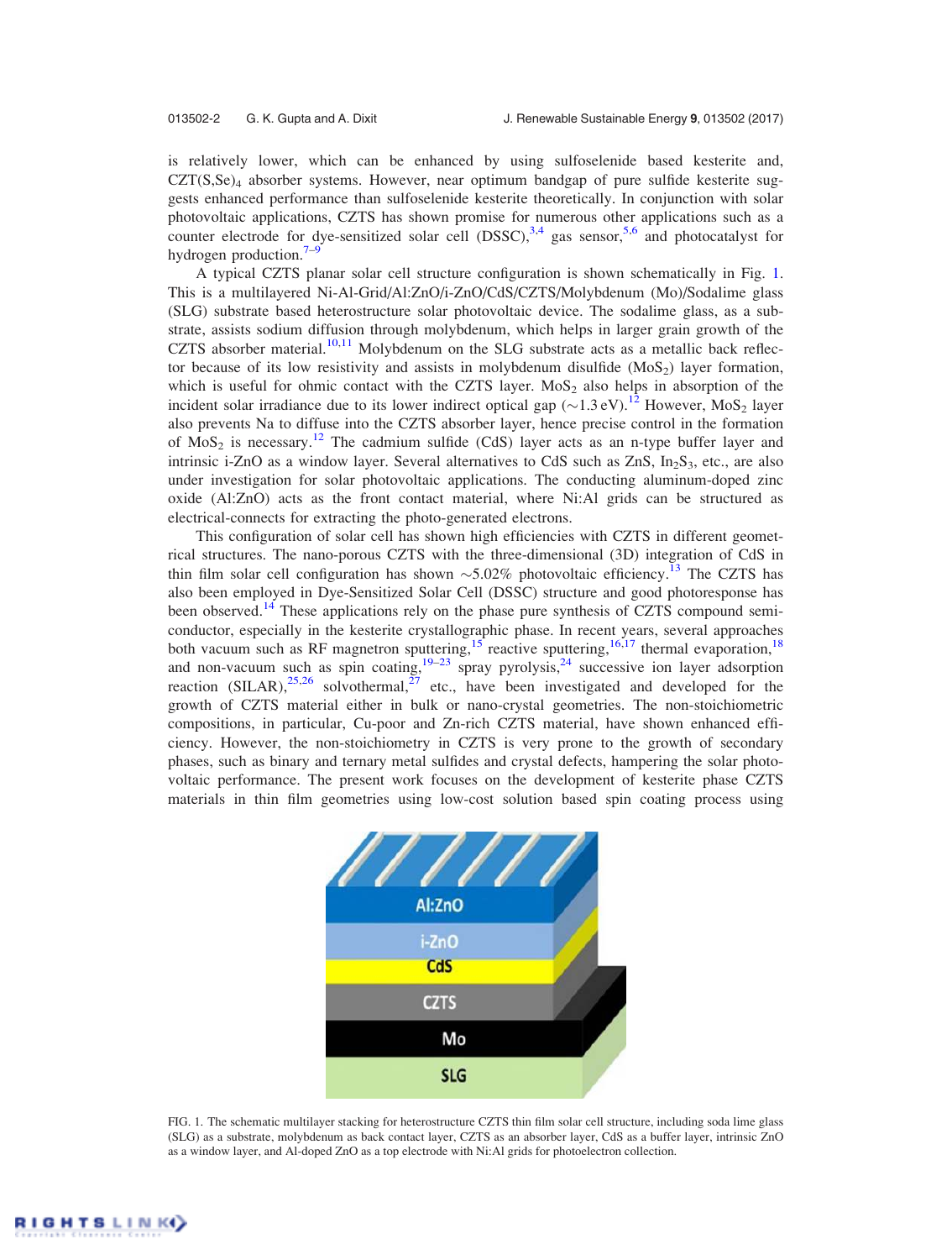is relatively lower, which can be enhanced by using sulfoselenide based kesterite and, $CZT(S,Se)_4$ absorber systems. However, near optimum bandgap of pure sulfide kesterite suggests enhanced performance than sulfoselenide kesterite theoretically. In conjunction with solar photovoltaic applications, CZTS has shown promise for numerous other applications such as a counter electrode for dye-sensitized solar cell (DSSC),[3,4] gas sensor,[5,6] and photocatalyst for hydrogen production.[7–9]

A typical CZTS planar solar cell structure configuration is shown schematically in Fig. 1. This is a multilayered Ni-Al-Grid/Al:ZnO/i-ZnO/CdS/CZTS/Molybdenum (Mo)/Sodalime glass (SLG) substrate based heterostructure solar photovoltaic device. The sodalime glass, as a substrate, assists sodium diffusion through molybdenum, which helps in larger grain growth of the CZTS absorber material.[10,11] Molybdenum on the SLG substrate acts as a metallic back reflector because of its low resistivity and assists in molybdenum disulfide ($MoS_2$) layer formation, which is useful for ohmic contact with the CZTS layer. $MoS_2$ also helps in absorption of the incident solar irradiance due to its lower indirect optical gap (∼1.3 eV).[12] However, $MoS_2$ layer also prevents Na to diffuse into the CZTS absorber layer, hence precise control in the formation of $MoS_2$ is necessary.[12] The cadmium sulfide (CdS) layer acts as an n-type buffer layer and intrinsic i-ZnO as a window layer. Several alternatives to CdS such as ZnS, $In_2S_3$, etc., are also under investigation for solar photovoltaic applications. The conducting aluminum-doped zinc oxide (Al:ZnO) acts as the front contact material, where Ni:Al grids can be structured as electrical-connects for extracting the photo-generated electrons.

This configuration of solar cell has shown high efficiencies with CZTS in different geometrical structures. The nano-porous CZTS with the three-dimensional (3D) integration of CdS in thin film solar cell configuration has shown ∼5.02% photovoltaic efficiency.[13] The CZTS has also been employed in Dye-Sensitized Solar Cell (DSSC) structure and good photoresponse has been observed.[14] These applications rely on the phase pure synthesis of CZTS compound semiconductor, especially in the kesterite crystallographic phase. In recent years, several approaches both vacuum such as RF magnetron sputtering,[15] reactive sputtering,[16,17] thermal evaporation,[18] and non-vacuum such as spin coating,[19–23] spray pyrolysis,[24] successive ion layer adsorption reaction (SILAR),[25,26] solvothermal,[27] etc., have been investigated and developed for the growth of CZTS material either in bulk or nano-crystal geometries. The non-stoichiometric compositions, in particular, Cu-poor and Zn-rich CZTS material, have shown enhanced efficiency. However, the non-stoichiometry in CZTS is very prone to the growth of secondary phases, such as binary and ternary metal sulfides and crystal defects, hampering the solar photovoltaic performance. The present work focuses on the development of kesterite phase CZTS materials in thin film geometries using low-cost solution based spin coating process using

FIG. 1. The schematic multilayer stacking for heterostructure CZTS thin film solar cell structure, including soda lime glass (SLG) as a substrate, molybdenum as back contact layer, CZTS as an absorber layer, CdS as a buffer layer, intrinsic ZnO as a window layer, and Al-doped ZnO as a top electrode with Ni:Al grids for photoelectron collection.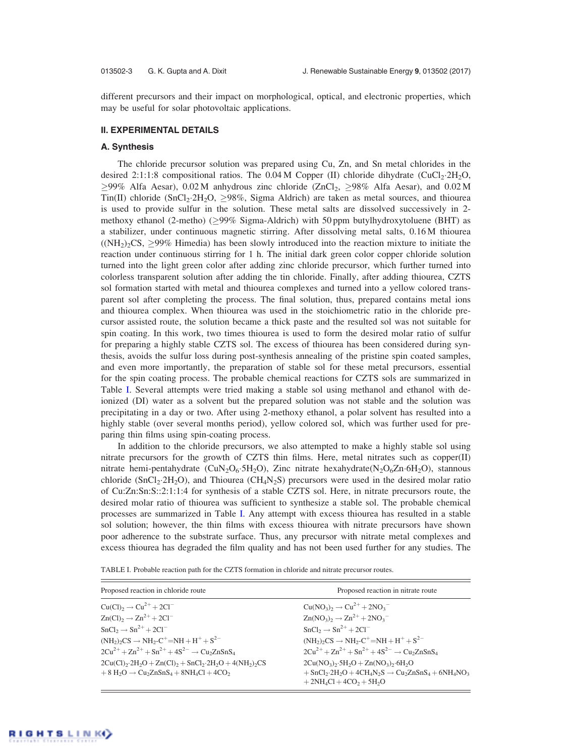different precursors and their impact on morphological, optical, and electronic properties, which may be useful for solar photovoltaic applications.

## II. EXPERIMENTAL DETAILS

### A. Synthesis

The chloride precursor solution was prepared using Cu, Zn, and Sn metal chlorides in the desired 2:1:1:8 compositional ratios. The 0.04 M Copper (II) chloride dihydrate ($CuCl_2{\cdot}2H_2O$, $\geq$99% Alfa Aesar), 0.02 M anhydrous zinc chloride ($ZnCl_2$, $\geq$98% Alfa Aesar), and 0.02 M Tin(II) chloride ($SnCl_2{\cdot}2H_2O$, $\geq$98%, Sigma Aldrich) are taken as metal sources, and thiourea is used to provide sulfur in the solution. These metal salts are dissolved successively in 2-methoxy ethanol (2-metho) ($\geq$99% Sigma-Aldrich) with 50 ppm butylhydroxytoluene (BHT) as a stabilizer, under continuous magnetic stirring. After dissolving metal salts, 0.16 M thiourea ($(NH_2)_2CS$, $\geq$99% Himedia) has been slowly introduced into the reaction mixture to initiate the reaction under continuous stirring for 1 h. The initial dark green color copper chloride solution turned into the light green color after adding zinc chloride precursor, which further turned into colorless transparent solution after adding the tin chloride. Finally, after adding thiourea, CZTS sol formation started with metal and thiourea complexes and turned into a yellow colored transparent sol after completing the process. The final solution, thus, prepared contains metal ions and thiourea complex. When thiourea was used in the stoichiometric ratio in the chloride precursor assisted route, the solution became a thick paste and the resulted sol was not suitable for spin coating. In this work, two times thiourea is used to form the desired molar ratio of sulfur for preparing a highly stable CZTS sol. The excess of thiourea has been considered during synthesis, avoids the sulfur loss during post-synthesis annealing of the pristine spin coated samples, and even more importantly, the preparation of stable sol for these metal precursors, essential for the spin coating process. The probable chemical reactions for CZTS sols are summarized in Table I. Several attempts were tried making a stable sol using methanol and ethanol with deionized (DI) water as a solvent but the prepared solution was not stable and the solution was precipitating in a day or two. After using 2-methoxy ethanol, a polar solvent has resulted into a highly stable (over several months period), yellow colored sol, which was further used for preparing thin films using spin-coating process.

In addition to the chloride precursors, we also attempted to make a highly stable sol using nitrate precursors for the growth of CZTS thin films. Here, metal nitrates such as copper(II) nitrate hemi-pentahydrate ($CuN_2O_6{\cdot}5H_2O$), Zinc nitrate hexahydrate($N_2O_6Zn{\cdot}6H_2O$), stannous chloride ($SnCl_2{\cdot}2H_2O$), and Thiourea ($CH_4N_2S$) precursors were used in the desired molar ratio of Cu:Zn:Sn:S::2:1:1:4 for synthesis of a stable CZTS sol. Here, in nitrate precursors route, the desired molar ratio of thiourea was sufficient to synthesize a stable sol. The probable chemical processes are summarized in Table I. Any attempt with excess thiourea has resulted in a stable sol solution; however, the thin films with excess thiourea with nitrate precursors have shown poor adherence to the substrate surface. Thus, any precursor with nitrate metal complexes and excess thiourea has degraded the film quality and has not been used further for any studies. The

TABLE I. Probable reaction path for the CZTS formation in chloride and nitrate precursor routes.

| Proposed reaction in chloride route | Proposed reaction in nitrate route |
|---|---|
| $Cu(Cl)_2 \rightarrow Cu^{2+} + 2Cl^-$ | $Cu(NO_3)_2 \rightarrow Cu^{2+} + 2NO_3^-$ |
| $Zn(Cl)_2 \rightarrow Zn^{2+} + 2Cl^-$ | $Zn(NO_3)_2 \rightarrow Zn^{2+} + 2NO_3^-$ |
| $SnCl_2 \rightarrow Sn^{2+} + 2Cl^-$ | $SnCl_2 \rightarrow Sn^{2+} + 2Cl^-$ |
| $(NH_2)_2CS \rightarrow NH_2\text{-}C^+{=}NH + H^+ + S^{2-}$ | $(NH_2)_2CS \rightarrow NH_2\text{-}C^+{=}NH + H^+ + S^{2-}$ |
| $2Cu^{2+} + Zn^{2+} + Sn^{2+} + 4S^{2-} \rightarrow Cu_2ZnSnS_4$ | $2Cu^{2+} + Zn^{2+} + Sn^{2+} + 4S^{2-} \rightarrow Cu_2ZnSnS_4$ |
| $2Cu(Cl)_2{\cdot}2H_2O + Zn(Cl)_2 + SnCl_2{\cdot}2H_2O + 4(NH_2)_2CS + 8\,H_2O \rightarrow Cu_2ZnSnS_4 + 8NH_4Cl + 4CO_2$ | $2Cu(NO_3)_2{\cdot}5H_2O + Zn(NO_3)_2{\cdot}6H_2O + SnCl_2{\cdot}2H_2O + 4CH_4N_2S \rightarrow Cu_2ZnSnS_4 + 6NH_4NO_3 + 2NH_4Cl + 4CO_2 + 5H_2O$ |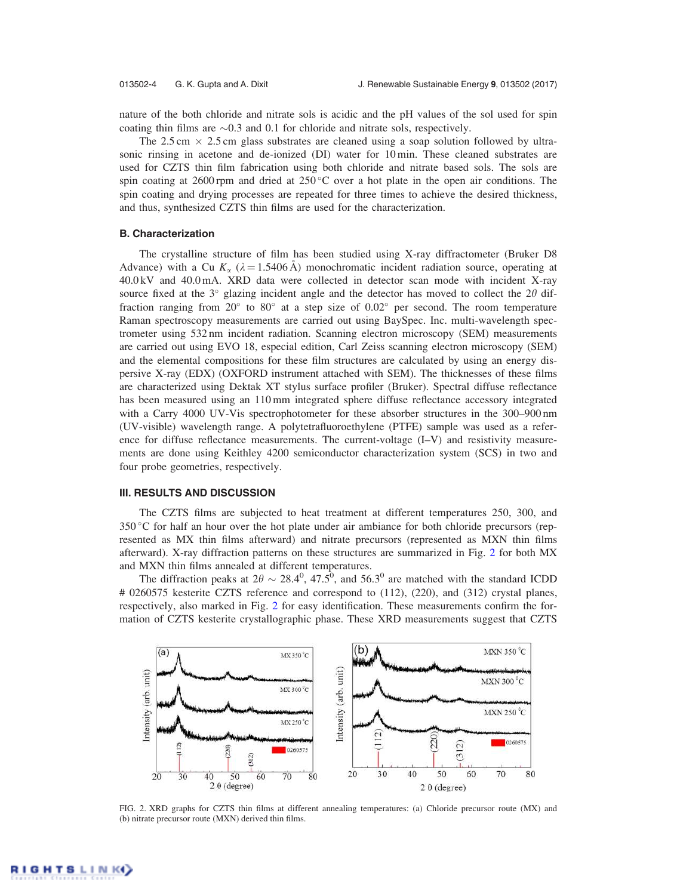nature of the both chloride and nitrate sols is acidic and the pH values of the sol used for spin coating thin films are ~0.3 and 0.1 for chloride and nitrate sols, respectively.

The 2.5 cm × 2.5 cm glass substrates are cleaned using a soap solution followed by ultrasonic rinsing in acetone and de-ionized (DI) water for 10 min. These cleaned substrates are used for CZTS thin film fabrication using both chloride and nitrate based sols. The sols are spin coating at 2600 rpm and dried at 250 °C over a hot plate in the open air conditions. The spin coating and drying processes are repeated for three times to achieve the desired thickness, and thus, synthesized CZTS thin films are used for the characterization.

### B. Characterization

The crystalline structure of film has been studied using X-ray diffractometer (Bruker D8 Advance) with a Cu $K_\alpha$ ($\lambda = 1.5406$ Å) monochromatic incident radiation source, operating at 40.0 kV and 40.0 mA. XRD data were collected in detector scan mode with incident X-ray source fixed at the 3° glazing incident angle and the detector has moved to collect the $2\theta$ diffraction ranging from 20° to 80° at a step size of 0.02° per second. The room temperature Raman spectroscopy measurements are carried out using BaySpec. Inc. multi-wavelength spectrometer using 532 nm incident radiation. Scanning electron microscopy (SEM) measurements are carried out using EVO 18, especial edition, Carl Zeiss scanning electron microscopy (SEM) and the elemental compositions for these film structures are calculated by using an energy dispersive X-ray (EDX) (OXFORD instrument attached with SEM). The thicknesses of these films are characterized using Dektak XT stylus surface profiler (Bruker). Spectral diffuse reflectance has been measured using an 110 mm integrated sphere diffuse reflectance accessory integrated with a Carry 4000 UV-Vis spectrophotometer for these absorber structures in the 300–900 nm (UV-visible) wavelength range. A polytetrafluoroethylene (PTFE) sample was used as a reference for diffuse reflectance measurements. The current-voltage (I–V) and resistivity measurements are done using Keithley 4200 semiconductor characterization system (SCS) in two and four probe geometries, respectively.

## III. RESULTS AND DISCUSSION

The CZTS films are subjected to heat treatment at different temperatures 250, 300, and 350 °C for half an hour over the hot plate under air ambiance for both chloride precursors (represented as MX thin films afterward) and nitrate precursors (represented as MXN thin films afterward). X-ray diffraction patterns on these structures are summarized in Fig. 2 for both MX and MXN thin films annealed at different temperatures.

The diffraction peaks at $2\theta \sim 28.4^0$, $47.5^0$, and $56.3^0$ are matched with the standard ICDD # 0260575 kesterite CZTS reference and correspond to (112), (220), and (312) crystal planes, respectively, also marked in Fig. 2 for easy identification. These measurements confirm the formation of CZTS kesterite crystallographic phase. These XRD measurements suggest that CZTS

FIG. 2. XRD graphs for CZTS thin films at different annealing temperatures: (a) Chloride precursor route (MX) and (b) nitrate precursor route (MXN) derived thin films.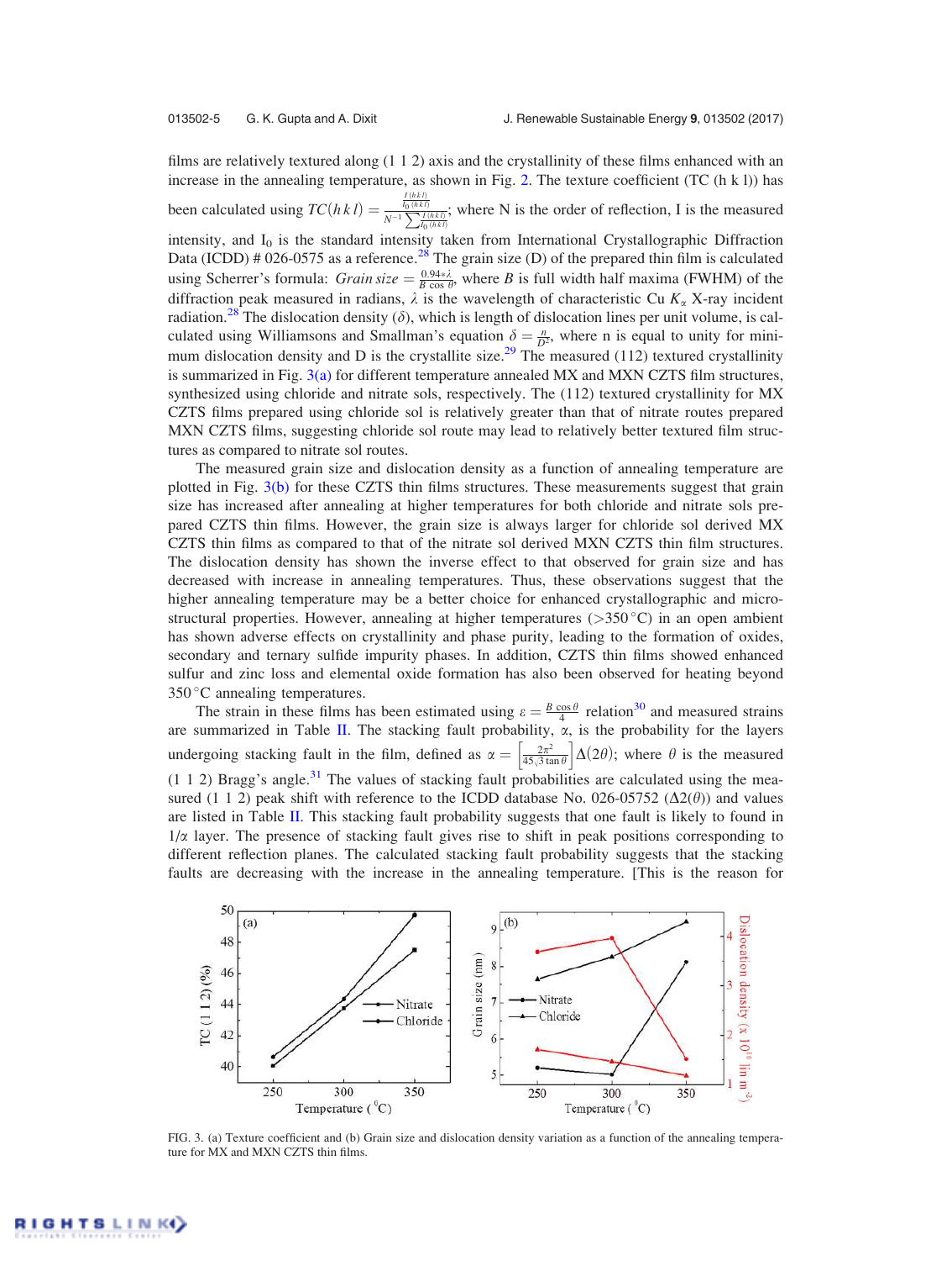films are relatively textured along (1 1 2) axis and the crystallinity of these films enhanced with an increase in the annealing temperature, as shown in Fig. 2. The texture coefficient (TC (h k l)) has been calculated using $TC(hkl) = \frac{\frac{I(hkl)}{I_0(hkl)}}{N^{-1}\sum \frac{I(hkl)}{I_0(hkl)}}$; where N is the order of reflection, I is the measured intensity, and $I_0$ is the standard intensity taken from International Crystallographic Diffraction Data (ICDD) # 026-0575 as a reference.[28] The grain size (D) of the prepared thin film is calculated using Scherrer's formula: $Grain\ size = \frac{0.94*\lambda}{B\cos\theta}$, where $B$ is full width half maxima (FWHM) of the diffraction peak measured in radians, $\lambda$ is the wavelength of characteristic Cu $K_\alpha$ X-ray incident radiation.[28] The dislocation density ($\delta$), which is length of dislocation lines per unit volume, is calculated using Williamsons and Smallman's equation $\delta = \frac{n}{D^2}$, where n is equal to unity for minimum dislocation density and D is the crystallite size.[29] The measured (112) textured crystallinity is summarized in Fig. 3(a) for different temperature annealed MX and MXN CZTS film structures, synthesized using chloride and nitrate sols, respectively. The (112) textured crystallinity for MX CZTS films prepared using chloride sol is relatively greater than that of nitrate routes prepared MXN CZTS films, suggesting chloride sol route may lead to relatively better textured film structures as compared to nitrate sol routes.

The measured grain size and dislocation density as a function of annealing temperature are plotted in Fig. 3(b) for these CZTS thin films structures. These measurements suggest that grain size has increased after annealing at higher temperatures for both chloride and nitrate sols prepared CZTS thin films. However, the grain size is always larger for chloride sol derived MX CZTS thin films as compared to that of the nitrate sol derived MXN CZTS thin film structures. The dislocation density has shown the inverse effect to that observed for grain size and has decreased with increase in annealing temperatures. Thus, these observations suggest that the higher annealing temperature may be a better choice for enhanced crystallographic and microstructural properties. However, annealing at higher temperatures (>350 °C) in an open ambient has shown adverse effects on crystallinity and phase purity, leading to the formation of oxides, secondary and ternary sulfide impurity phases. In addition, CZTS thin films showed enhanced sulfur and zinc loss and elemental oxide formation has also been observed for heating beyond 350 °C annealing temperatures.

The strain in these films has been estimated using $\varepsilon = \frac{B\cos\theta}{4}$ relation[30] and measured strains are summarized in Table II. The stacking fault probability, $\alpha$, is the probability for the layers undergoing stacking fault in the film, defined as $\alpha = \left[\frac{2\pi^2}{45\sqrt{3}\tan\theta}\right]\Delta(2\theta)$; where $\theta$ is the measured (1 1 2) Bragg's angle.[31] The values of stacking fault probabilities are calculated using the measured (1 1 2) peak shift with reference to the ICDD database No. 026-05752 ($\Delta 2(\theta)$) and values are listed in Table II. This stacking fault probability suggests that one fault is likely to found in $1/\alpha$ layer. The presence of stacking fault gives rise to shift in peak positions corresponding to different reflection planes. The calculated stacking fault probability suggests that the stacking faults are decreasing with the increase in the annealing temperature. [This is the reason for

FIG. 3. (a) Texture coefficient and (b) Grain size and dislocation density variation as a function of the annealing temperature for MX and MXN CZTS thin films.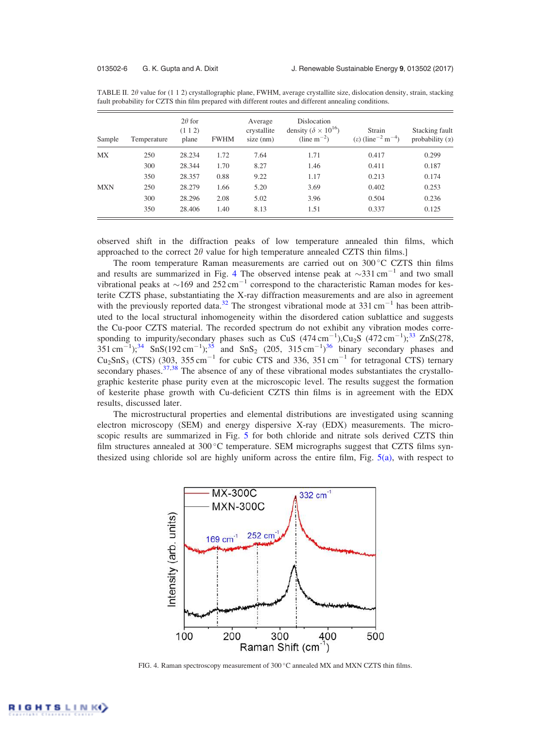TABLE II. $2\theta$ value for (1 1 2) crystallographic plane, FWHM, average crystallite size, dislocation density, strain, stacking fault probability for CZTS thin film prepared with different routes and different annealing conditions.

| Sample | Temperature | $2\theta$ for (1 1 2) plane | FWHM | Average crystallite size (nm) | Dislocation density ($\delta \times 10^{16}$) (line m$^{-2}$) | Strain ($\varepsilon$) (line$^{-2}$ m$^{-4}$) | Stacking fault probability ($\alpha$) |
|---|---|---|---|---|---|---|---|
| MX | 250 | 28.234 | 1.72 | 7.64 | 1.71 | 0.417 | 0.299 |
| | 300 | 28.344 | 1.70 | 8.27 | 1.46 | 0.411 | 0.187 |
| | 350 | 28.357 | 0.88 | 9.22 | 1.17 | 0.213 | 0.174 |
| MXN | 250 | 28.279 | 1.66 | 5.20 | 3.69 | 0.402 | 0.253 |
| | 300 | 28.296 | 2.08 | 5.02 | 3.96 | 0.504 | 0.236 |
| | 350 | 28.406 | 1.40 | 8.13 | 1.51 | 0.337 | 0.125 |

observed shift in the diffraction peaks of low temperature annealed thin films, which approached to the correct $2\theta$ value for high temperature annealed CZTS thin films.]

The room temperature Raman measurements are carried out on 300 °C CZTS thin films and results are summarized in Fig. 4 The observed intense peak at ~331 cm$^{-1}$ and two small vibrational peaks at ~169 and 252 cm$^{-1}$ correspond to the characteristic Raman modes for kesterite CZTS phase, substantiating the X-ray diffraction measurements and are also in agreement with the previously reported data.[32] The strongest vibrational mode at 331 cm$^{-1}$ has been attributed to the local structural inhomogeneity within the disordered cation sublattice and suggests the Cu-poor CZTS material. The recorded spectrum do not exhibit any vibration modes corresponding to impurity/secondary phases such as CuS (474 cm$^{-1}$),$Cu_2S$ (472 cm$^{-1}$);[33] ZnS(278, 351 cm$^{-1}$);[34] SnS(192 cm$^{-1}$);[35] and $SnS_2$ (205, 315 cm$^{-1}$)[36] binary secondary phases and $Cu_2SnS_3$ (CTS) (303, 355 cm$^{-1}$ for cubic CTS and 336, 351 cm$^{-1}$ for tetragonal CTS) ternary secondary phases.[37,38] The absence of any of these vibrational modes substantiates the crystallographic kesterite phase purity even at the microscopic level. The results suggest the formation of kesterite phase growth with Cu-deficient CZTS thin films is in agreement with the EDX results, discussed later.

The microstructural properties and elemental distributions are investigated using scanning electron microscopy (SEM) and energy dispersive X-ray (EDX) measurements. The microscopic results are summarized in Fig. 5 for both chloride and nitrate sols derived CZTS thin film structures annealed at 300 °C temperature. SEM micrographs suggest that CZTS films synthesized using chloride sol are highly uniform across the entire film, Fig. 5(a), with respect to

FIG. 4. Raman spectroscopy measurement of 300 °C annealed MX and MXN CZTS thin films.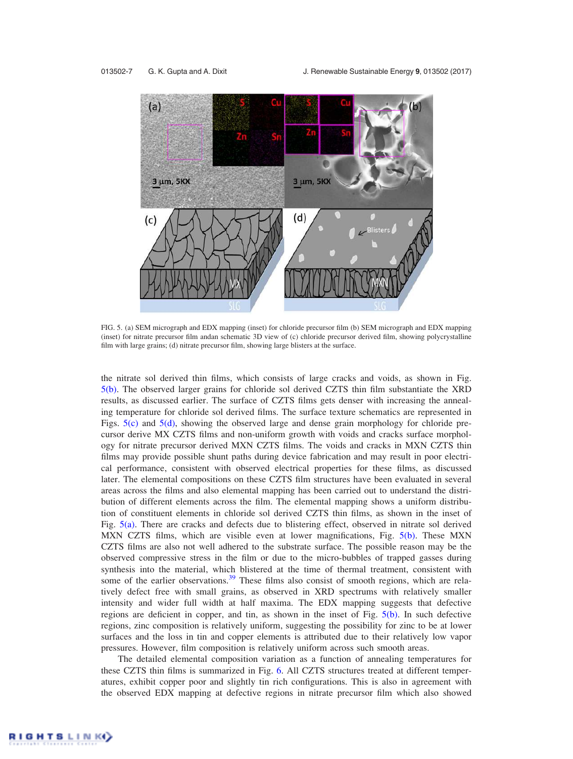FIG. 5. (a) SEM micrograph and EDX mapping (inset) for chloride precursor film (b) SEM micrograph and EDX mapping (inset) for nitrate precursor film andan schematic 3D view of (c) chloride precursor derived film, showing polycrystalline film with large grains; (d) nitrate precursor film, showing large blisters at the surface.

the nitrate sol derived thin films, which consists of large cracks and voids, as shown in Fig. 5(b). The observed larger grains for chloride sol derived CZTS thin film substantiate the XRD results, as discussed earlier. The surface of CZTS films gets denser with increasing the annealing temperature for chloride sol derived films. The surface texture schematics are represented in Figs. 5(c) and 5(d), showing the observed large and dense grain morphology for chloride precursor derive MX CZTS films and non-uniform growth with voids and cracks surface morphology for nitrate precursor derived MXN CZTS films. The voids and cracks in MXN CZTS thin films may provide possible shunt paths during device fabrication and may result in poor electrical performance, consistent with observed electrical properties for these films, as discussed later. The elemental compositions on these CZTS film structures have been evaluated in several areas across the films and also elemental mapping has been carried out to understand the distribution of different elements across the film. The elemental mapping shows a uniform distribution of constituent elements in chloride sol derived CZTS thin films, as shown in the inset of Fig. 5(a). There are cracks and defects due to blistering effect, observed in nitrate sol derived MXN CZTS films, which are visible even at lower magnifications, Fig. 5(b). These MXN CZTS films are also not well adhered to the substrate surface. The possible reason may be the observed compressive stress in the film or due to the micro-bubbles of trapped gasses during synthesis into the material, which blistered at the time of thermal treatment, consistent with some of the earlier observations.[39] These films also consist of smooth regions, which are relatively defect free with small grains, as observed in XRD spectrums with relatively smaller intensity and wider full width at half maxima. The EDX mapping suggests that defective regions are deficient in copper, and tin, as shown in the inset of Fig. 5(b). In such defective regions, zinc composition is relatively uniform, suggesting the possibility for zinc to be at lower surfaces and the loss in tin and copper elements is attributed due to their relatively low vapor pressures. However, film composition is relatively uniform across such smooth areas.

The detailed elemental composition variation as a function of annealing temperatures for these CZTS thin films is summarized in Fig. 6. All CZTS structures treated at different temperatures, exhibit copper poor and slightly tin rich configurations. This is also in agreement with the observed EDX mapping at defective regions in nitrate precursor film which also showed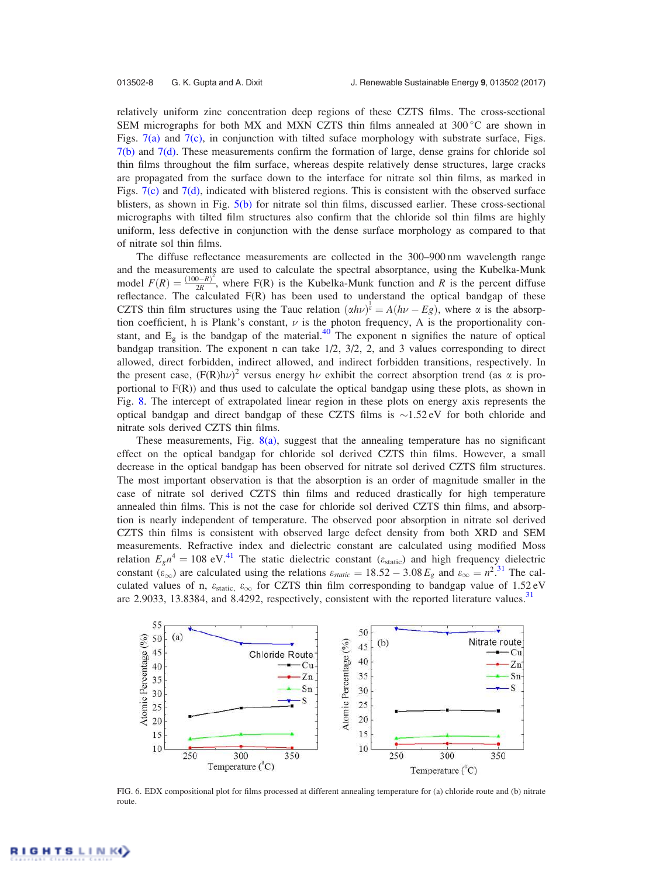relatively uniform zinc concentration deep regions of these CZTS films. The cross-sectional SEM micrographs for both MX and MXN CZTS thin films annealed at 300 °C are shown in Figs. 7(a) and 7(c), in conjunction with tilted suface morphology with substrate surface, Figs. 7(b) and 7(d). These measurements confirm the formation of large, dense grains for chloride sol thin films throughout the film surface, whereas despite relatively dense structures, large cracks are propagated from the surface down to the interface for nitrate sol thin films, as marked in Figs. 7(c) and 7(d), indicated with blistered regions. This is consistent with the observed surface blisters, as shown in Fig. 5(b) for nitrate sol thin films, discussed earlier. These cross-sectional micrographs with tilted film structures also confirm that the chloride sol thin films are highly uniform, less defective in conjunction with the dense surface morphology as compared to that of nitrate sol thin films.

The diffuse reflectance measurements are collected in the 300–900 nm wavelength range and the measurements are used to calculate the spectral absorptance, using the Kubelka-Munk model $F(R) = \frac{(100-R)^2}{2R}$, where F(R) is the Kubelka-Munk function and $R$ is the percent diffuse reflectance. The calculated F(R) has been used to understand the optical bandgap of these CZTS thin film structures using the Tauc relation $(\alpha h\nu)^{\frac{1}{n}} = A(h\nu - Eg)$, where $\alpha$ is the absorption coefficient, h is Plank's constant, $\nu$ is the photon frequency, A is the proportionality constant, and $E_g$ is the bandgap of the material.[40] The exponent n signifies the nature of optical bandgap transition. The exponent n can take 1/2, 3/2, 2, and 3 values corresponding to direct allowed, direct forbidden, indirect allowed, and indirect forbidden transitions, respectively. In the present case, $(F(R)h\nu)^2$ versus energy $h\nu$ exhibit the correct absorption trend (as $\alpha$ is proportional to F(R)) and thus used to calculate the optical bandgap using these plots, as shown in Fig. 8. The intercept of extrapolated linear region in these plots on energy axis represents the optical bandgap and direct bandgap of these CZTS films is ~1.52 eV for both chloride and nitrate sols derived CZTS thin films.

These measurements, Fig. 8(a), suggest that the annealing temperature has no significant effect on the optical bandgap for chloride sol derived CZTS thin films. However, a small decrease in the optical bandgap has been observed for nitrate sol derived CZTS film structures. The most important observation is that the absorption is an order of magnitude smaller in the case of nitrate sol derived CZTS thin films and reduced drastically for high temperature annealed thin films. This is not the case for chloride sol derived CZTS thin films, and absorption is nearly independent of temperature. The observed poor absorption in nitrate sol derived CZTS thin films is consistent with observed large defect density from both XRD and SEM measurements. Refractive index and static dielectric constant are calculated using modified Moss relation $E_g n^4 = 108$ eV.[41] The static dielectric constant ($\varepsilon_{static}$) and high frequency dielectric constant ($\varepsilon_\infty$) are calculated using the relations $\varepsilon_{static} = 18.52 - 3.08\,E_g$ and $\varepsilon_\infty = n^2$.[31] The calculated values of n, $\varepsilon_{static}$, $\varepsilon_\infty$ for CZTS thin film corresponding to bandgap value of 1.52 eV are 2.9033, 13.8384, and 8.4292, respectively, consistent with the reported literature values.[31]

FIG. 6. EDX compositional plot for films processed at different annealing temperature for (a) chloride route and (b) nitrate route.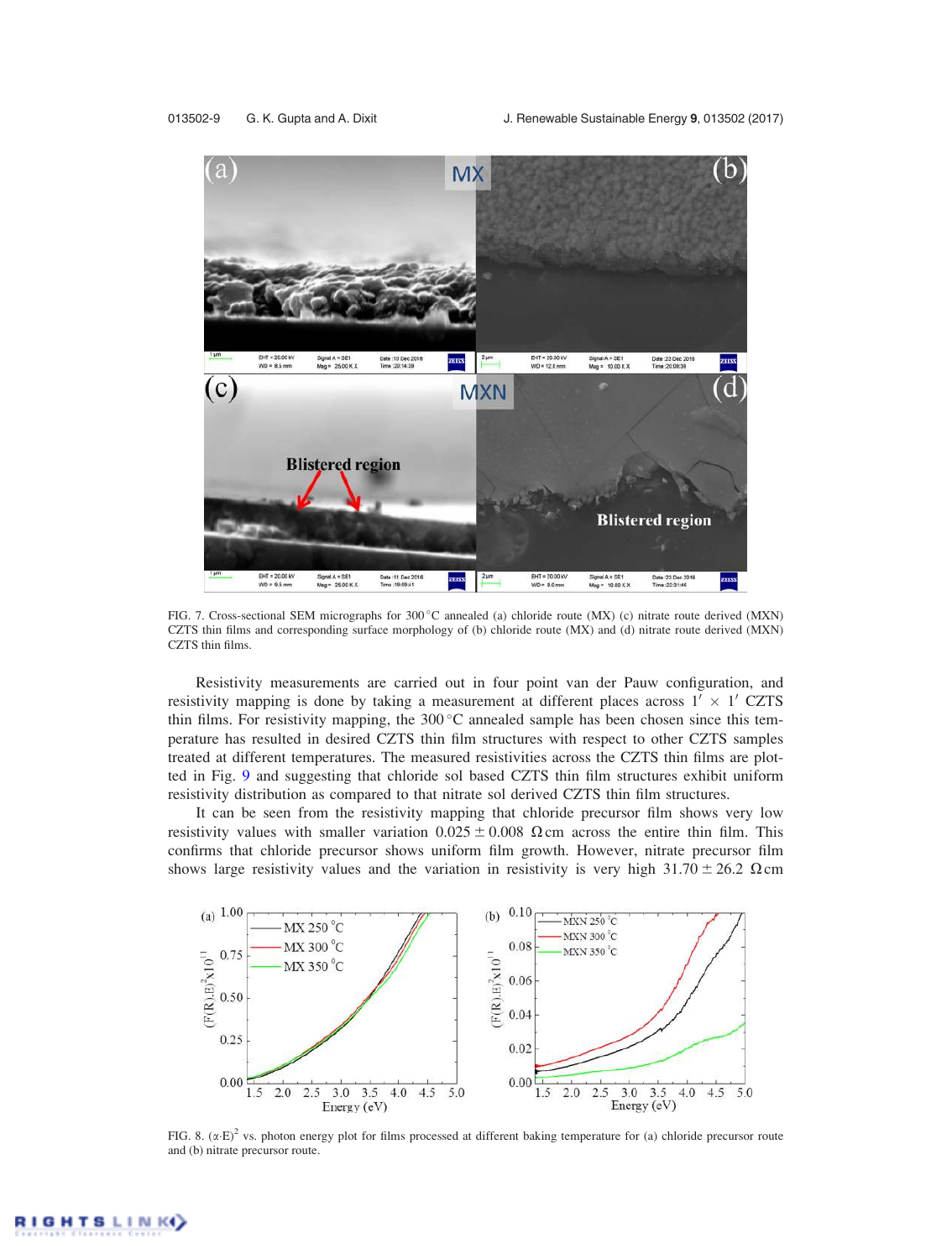FIG. 7. Cross-sectional SEM micrographs for 300 °C annealed (a) chloride route (MX) (c) nitrate route derived (MXN) CZTS thin films and corresponding surface morphology of (b) chloride route (MX) and (d) nitrate route derived (MXN) CZTS thin films.

Resistivity measurements are carried out in four point van der Pauw configuration, and resistivity mapping is done by taking a measurement at different places across $1' \times 1'$ CZTS thin films. For resistivity mapping, the 300 °C annealed sample has been chosen since this temperature has resulted in desired CZTS thin film structures with respect to other CZTS samples treated at different temperatures. The measured resistivities across the CZTS thin films are plotted in Fig. 9 and suggesting that chloride sol based CZTS thin film structures exhibit uniform resistivity distribution as compared to that nitrate sol derived CZTS thin film structures.

It can be seen from the resistivity mapping that chloride precursor film shows very low resistivity values with smaller variation $0.025 \pm 0.008$ Ω cm across the entire thin film. This confirms that chloride precursor shows uniform film growth. However, nitrate precursor film shows large resistivity values and the variation in resistivity is very high $31.70 \pm 26.2$ Ω cm

FIG. 8. $(\alpha \cdot E)^2$ vs. photon energy plot for films processed at different baking temperature for (a) chloride precursor route and (b) nitrate precursor route.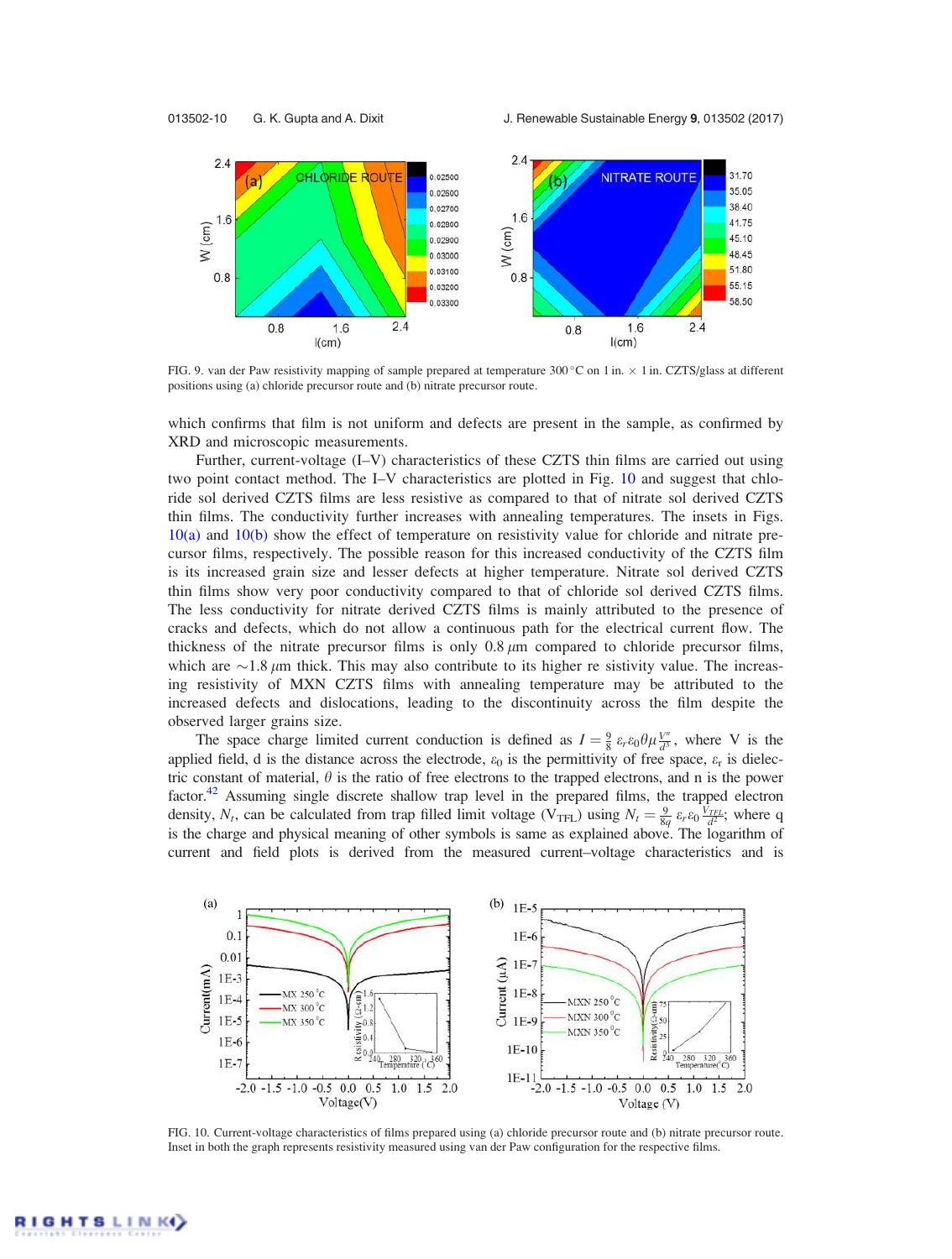FIG. 9. van der Paw resistivity mapping of sample prepared at temperature 300 °C on 1 in. × 1 in. CZTS/glass at different positions using (a) chloride precursor route and (b) nitrate precursor route.

which confirms that film is not uniform and defects are present in the sample, as confirmed by XRD and microscopic measurements.

Further, current-voltage (I–V) characteristics of these CZTS thin films are carried out using two point contact method. The I–V characteristics are plotted in Fig. 10 and suggest that chloride sol derived CZTS films are less resistive as compared to that of nitrate sol derived CZTS thin films. The conductivity further increases with annealing temperatures. The insets in Figs. 10(a) and 10(b) show the effect of temperature on resistivity value for chloride and nitrate precursor films, respectively. The possible reason for this increased conductivity of the CZTS film is its increased grain size and lesser defects at higher temperature. Nitrate sol derived CZTS thin films show very poor conductivity compared to that of chloride sol derived CZTS films. The less conductivity for nitrate derived CZTS films is mainly attributed to the presence of cracks and defects, which do not allow a continuous path for the electrical current flow. The thickness of the nitrate precursor films is only 0.8 $\mu$m compared to chloride precursor films, which are ~1.8 $\mu$m thick. This may also contribute to its higher re sistivity value. The increasing resistivity of MXN CZTS films with annealing temperature may be attributed to the increased defects and dislocations, leading to the discontinuity across the film despite the observed larger grains size.

The space charge limited current conduction is defined as $I = \frac{9}{8}\,\varepsilon_r \varepsilon_0 \theta \mu \frac{V^n}{d^3}$, where V is the applied field, d is the distance across the electrode, $\varepsilon_0$ is the permittivity of free space, $\varepsilon_r$ is dielectric constant of material, $\theta$ is the ratio of free electrons to the trapped electrons, and n is the power factor.[42] Assuming single discrete shallow trap level in the prepared films, the trapped electron density, $N_t$, can be calculated from trap filled limit voltage ($V_{TFL}$) using $N_t = \frac{9}{8q}\,\varepsilon_r \varepsilon_0 \frac{V_{TFL}}{d^2}$; where q is the charge and physical meaning of other symbols is same as explained above. The logarithm of current and field plots is derived from the measured current–voltage characteristics and is

FIG. 10. Current-voltage characteristics of films prepared using (a) chloride precursor route and (b) nitrate precursor route. Inset in both the graph represents resistivity measured using van der Paw configuration for the respective films.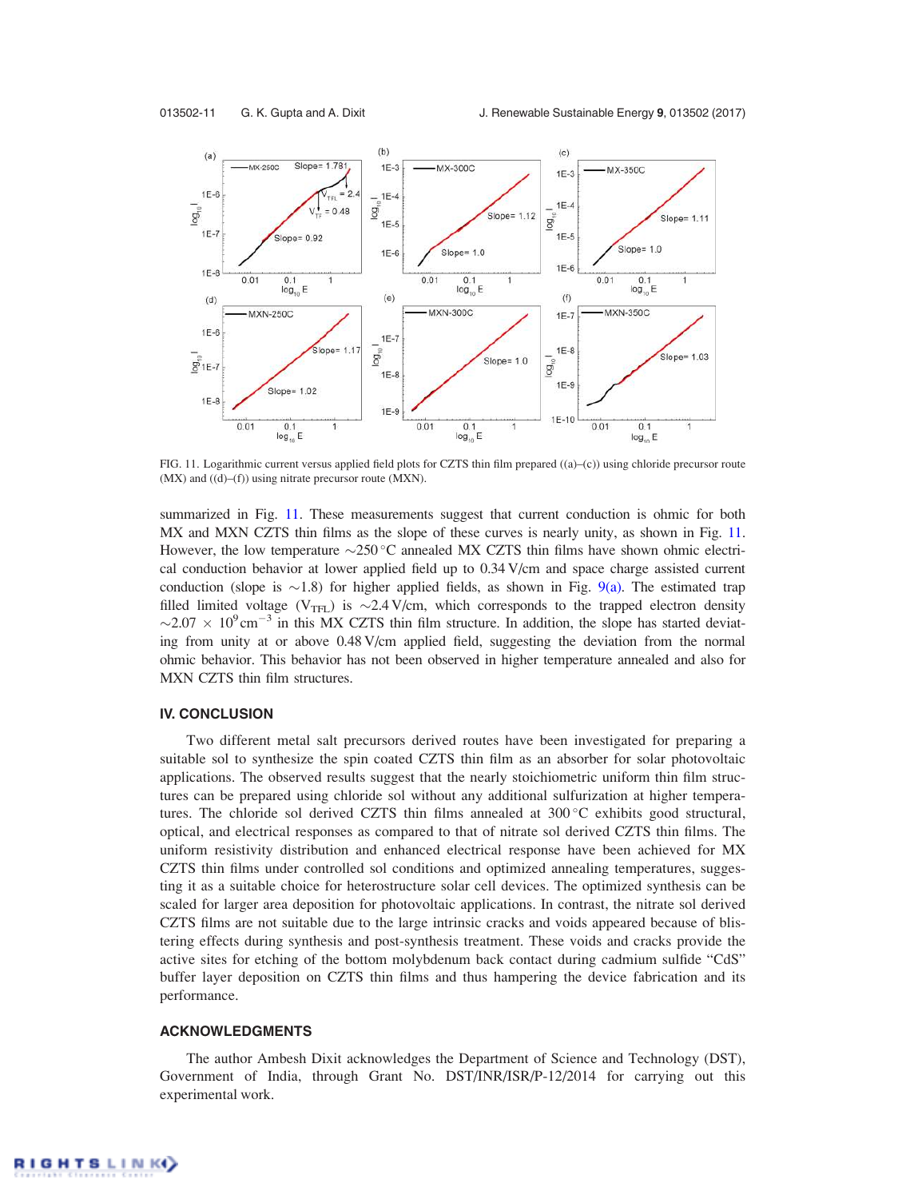FIG. 11. Logarithmic current versus applied field plots for CZTS thin film prepared ((a)–(c)) using chloride precursor route (MX) and ((d)–(f)) using nitrate precursor route (MXN).

summarized in Fig. 11. These measurements suggest that current conduction is ohmic for both MX and MXN CZTS thin films as the slope of these curves is nearly unity, as shown in Fig. 11. However, the low temperature ∼250 °C annealed MX CZTS thin films have shown ohmic electrical conduction behavior at lower applied field up to 0.34 V/cm and space charge assisted current conduction (slope is ∼1.8) for higher applied fields, as shown in Fig. 9(a). The estimated trap filled limited voltage ($V_{TFL}$) is ∼2.4 V/cm, which corresponds to the trapped electron density $\sim 2.07 \times 10^9\,cm^{-3}$ in this MX CZTS thin film structure. In addition, the slope has started deviating from unity at or above 0.48 V/cm applied field, suggesting the deviation from the normal ohmic behavior. This behavior has not been observed in higher temperature annealed and also for MXN CZTS thin film structures.

## IV. CONCLUSION

Two different metal salt precursors derived routes have been investigated for preparing a suitable sol to synthesize the spin coated CZTS thin film as an absorber for solar photovoltaic applications. The observed results suggest that the nearly stoichiometric uniform thin film structures can be prepared using chloride sol without any additional sulfurization at higher temperatures. The chloride sol derived CZTS thin films annealed at 300 °C exhibits good structural, optical, and electrical responses as compared to that of nitrate sol derived CZTS thin films. The uniform resistivity distribution and enhanced electrical response have been achieved for MX CZTS thin films under controlled sol conditions and optimized annealing temperatures, suggesting it as a suitable choice for heterostructure solar cell devices. The optimized synthesis can be scaled for larger area deposition for photovoltaic applications. In contrast, the nitrate sol derived CZTS films are not suitable due to the large intrinsic cracks and voids appeared because of blistering effects during synthesis and post-synthesis treatment. These voids and cracks provide the active sites for etching of the bottom molybdenum back contact during cadmium sulfide "CdS" buffer layer deposition on CZTS thin films and thus hampering the device fabrication and its performance.

## ACKNOWLEDGMENTS

The author Ambesh Dixit acknowledges the Department of Science and Technology (DST), Government of India, through Grant No. DST/INR/ISR/P-12/2014 for carrying out this experimental work.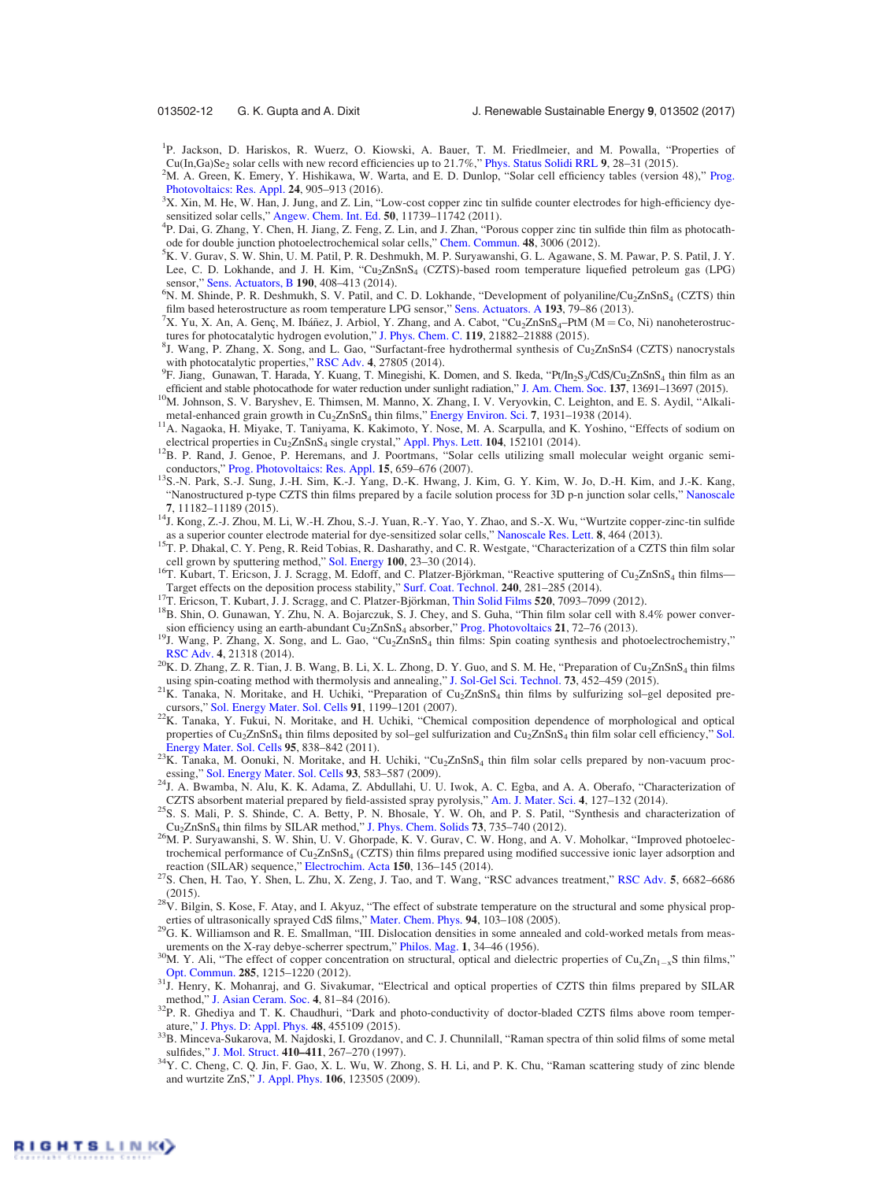[1]P. Jackson, D. Hariskos, R. Wuerz, O. Kiowski, A. Bauer, T. M. Friedlmeier, and M. Powalla, "Properties of $Cu(In,Ga)Se_2$ solar cells with new record efficiencies up to 21.7%," Phys. Status Solidi RRL **9**, 28–31 (2015).

[2]M. A. Green, K. Emery, Y. Hishikawa, W. Warta, and E. D. Dunlop, "Solar cell efficiency tables (version 48)," Prog. Photovoltaics: Res. Appl. **24**, 905–913 (2016).

[3]X. Xin, M. He, W. Han, J. Jung, and Z. Lin, "Low-cost copper zinc tin sulfide counter electrodes for high-efficiency dye-sensitized solar cells," Angew. Chem. Int. Ed. **50**, 11739–11742 (2011).

[4]P. Dai, G. Zhang, Y. Chen, H. Jiang, Z. Feng, Z. Lin, and J. Zhan, "Porous copper zinc tin sulfide thin film as photocathode for double junction photoelectrochemical solar cells," Chem. Commun. **48**, 3006 (2012).

[5]K. V. Gurav, S. W. Shin, U. M. Patil, P. R. Deshmukh, M. P. Suryawanshi, G. L. Agawane, S. M. Pawar, P. S. Patil, J. Y. Lee, C. D. Lokhande, and J. H. Kim, "$Cu_2ZnSnS_4$ (CZTS)-based room temperature liquefied petroleum gas (LPG) sensor," Sens. Actuators, B **190**, 408–413 (2014).

[6]N. M. Shinde, P. R. Deshmukh, S. V. Patil, and C. D. Lokhande, "Development of polyaniline/$Cu_2ZnSnS_4$ (CZTS) thin film based heterostructure as room temperature LPG sensor," Sens. Actuators. A **193**, 79–86 (2013).

[7]X. Yu, X. An, A. Genç, M. Ibáñez, J. Arbiol, Y. Zhang, and A. Cabot, "$Cu_2ZnSnS_4$–PtM (M = Co, Ni) nanoheterostructures for photocatalytic hydrogen evolution," J. Phys. Chem. C. **119**, 21882–21888 (2015).

[8]J. Wang, P. Zhang, X. Song, and L. Gao, "Surfactant-free hydrothermal synthesis of $Cu_2ZnSnS_4$ (CZTS) nanocrystals with photocatalytic properties," RSC Adv. **4**, 27805 (2014).

[9]F. Jiang, Gunawan, T. Harada, Y. Kuang, T. Minegishi, K. Domen, and S. Ikeda, "Pt/$In_2S_3$/CdS/$Cu_2ZnSnS_4$ thin film as an efficient and stable photocathode for water reduction under sunlight radiation," J. Am. Chem. Soc. **137**, 13691–13697 (2015).

[10]M. Johnson, S. V. Baryshev, E. Thimsen, M. Manno, X. Zhang, I. V. Veryovkin, C. Leighton, and E. S. Aydil, "Alkali-metal-enhanced grain growth in $Cu_2ZnSnS_4$ thin films," Energy Environ. Sci. **7**, 1931–1938 (2014).

[11]A. Nagaoka, H. Miyake, T. Taniyama, K. Kakimoto, Y. Nose, M. A. Scarpulla, and K. Yoshino, "Effects of sodium on electrical properties in $Cu_2ZnSnS_4$ single crystal," Appl. Phys. Lett. **104**, 152101 (2014).

[12]B. P. Rand, J. Genoe, P. Heremans, and J. Poortmans, "Solar cells utilizing small molecular weight organic semiconductors," Prog. Photovoltaics: Res. Appl. **15**, 659–676 (2007).

[13]S.-N. Park, S.-J. Sung, J.-H. Sim, K.-J. Yang, D.-K. Hwang, J. Kim, G. Y. Kim, W. Jo, D.-H. Kim, and J.-K. Kang, "Nanostructured p-type CZTS thin films prepared by a facile solution process for 3D p-n junction solar cells," Nanoscale **7**, 11182–11189 (2015).

[14]J. Kong, Z.-J. Zhou, M. Li, W.-H. Zhou, S.-J. Yuan, R.-Y. Yao, Y. Zhao, and S.-X. Wu, "Wurtzite copper-zinc-tin sulfide as a superior counter electrode material for dye-sensitized solar cells," Nanoscale Res. Lett. **8**, 464 (2013).

[15]T. P. Dhakal, C. Y. Peng, R. Reid Tobias, R. Dasharathy, and C. R. Westgate, "Characterization of a CZTS thin film solar cell grown by sputtering method," Sol. Energy **100**, 23–30 (2014).

[16]T. Kubart, T. Ericson, J. J. Scragg, M. Edoff, and C. Platzer-Björkman, "Reactive sputtering of $Cu_2ZnSnS_4$ thin films—Target effects on the deposition process stability," Surf. Coat. Technol. **240**, 281–285 (2014).

[17]T. Ericson, T. Kubart, J. J. Scragg, and C. Platzer-Björkman, Thin Solid Films **520**, 7093–7099 (2012).

[18]B. Shin, O. Gunawan, Y. Zhu, N. A. Bojarczuk, S. J. Chey, and S. Guha, "Thin film solar cell with 8.4% power conversion efficiency using an earth-abundant $Cu_2ZnSnS_4$ absorber," Prog. Photovoltaics **21**, 72–76 (2013).

[19]J. Wang, P. Zhang, X. Song, and L. Gao, "$Cu_2ZnSnS_4$ thin films: Spin coating synthesis and photoelectrochemistry," RSC Adv. **4**, 21318 (2014).

[20]K. D. Zhang, Z. R. Tian, J. B. Wang, B. Li, X. L. Zhong, D. Y. Guo, and S. M. He, "Preparation of $Cu_2ZnSnS_4$ thin films using spin-coating method with thermolysis and annealing," J. Sol-Gel Sci. Technol. **73**, 452–459 (2015).

[21]K. Tanaka, N. Moritake, and H. Uchiki, "Preparation of $Cu_2ZnSnS_4$ thin films by sulfurizing sol–gel deposited precursors," Sol. Energy Mater. Sol. Cells **91**, 1199–1201 (2007).

[22]K. Tanaka, Y. Fukui, N. Moritake, and H. Uchiki, "Chemical composition dependence of morphological and optical properties of $Cu_2ZnSnS_4$ thin films deposited by sol–gel sulfurization and $Cu_2ZnSnS_4$ thin film solar cell efficiency," Sol. Energy Mater. Sol. Cells **95**, 838–842 (2011).

[23]K. Tanaka, M. Oonuki, N. Moritake, and H. Uchiki, "$Cu_2ZnSnS_4$ thin film solar cells prepared by non-vacuum processing," Sol. Energy Mater. Sol. Cells **93**, 583–587 (2009).

[24]J. A. Bwamba, N. Alu, K. K. Adama, Z. Abdullahi, U. U. Iwok, A. C. Egba, and A. A. Oberafo, "Characterization of CZTS absorbent material prepared by field-assisted spray pyrolysis," Am. J. Mater. Sci. **4**, 127–132 (2014).

[25]S. S. Mali, P. S. Shinde, C. A. Betty, P. N. Bhosale, Y. W. Oh, and P. S. Patil, "Synthesis and characterization of $Cu_2ZnSnS_4$ thin films by SILAR method," J. Phys. Chem. Solids **73**, 735–740 (2012).

[26]M. P. Suryawanshi, S. W. Shin, U. V. Ghorpade, K. V. Gurav, C. W. Hong, and A. V. Moholkar, "Improved photoelectrochemical performance of $Cu_2ZnSnS_4$ (CZTS) thin films prepared using modified successive ionic layer adsorption and reaction (SILAR) sequence," Electrochim. Acta **150**, 136–145 (2014).

[27]S. Chen, H. Tao, Y. Shen, L. Zhu, X. Zeng, J. Tao, and T. Wang, "RSC advances treatment," RSC Adv. **5**, 6682–6686 (2015).

[28]V. Bilgin, S. Kose, F. Atay, and I. Akyuz, "The effect of substrate temperature on the structural and some physical properties of ultrasonically sprayed CdS films," Mater. Chem. Phys. **94**, 103–108 (2005).

[29]G. K. Williamson and R. E. Smallman, "III. Dislocation densities in some annealed and cold-worked metals from measurements on the X-ray debye-scherrer spectrum," Philos. Mag. **1**, 34–46 (1956).

[30]M. Y. Ali, "The effect of copper concentration on structural, optical and dielectric properties of $Cu_xZn_{1-x}S$ thin films," Opt. Commun. **285**, 1215–1220 (2012).

[31]J. Henry, K. Mohanraj, and G. Sivakumar, "Electrical and optical properties of CZTS thin films prepared by SILAR method," J. Asian Ceram. Soc. **4**, 81–84 (2016).

[32]P. R. Ghediya and T. K. Chaudhuri, "Dark and photo-conductivity of doctor-bladed CZTS films above room temperature," J. Phys. D: Appl. Phys. **48**, 455109 (2015).

[33]B. Minceva-Sukarova, M. Najdoski, I. Grozdanov, and C. J. Chunnilall, "Raman spectra of thin solid films of some metal sulfides," J. Mol. Struct. **410–411**, 267–270 (1997).

[34]Y. C. Cheng, C. Q. Jin, F. Gao, X. L. Wu, W. Zhong, S. H. Li, and P. K. Chu, "Raman scattering study of zinc blende and wurtzite ZnS," J. Appl. Phys. **106**, 123505 (2009).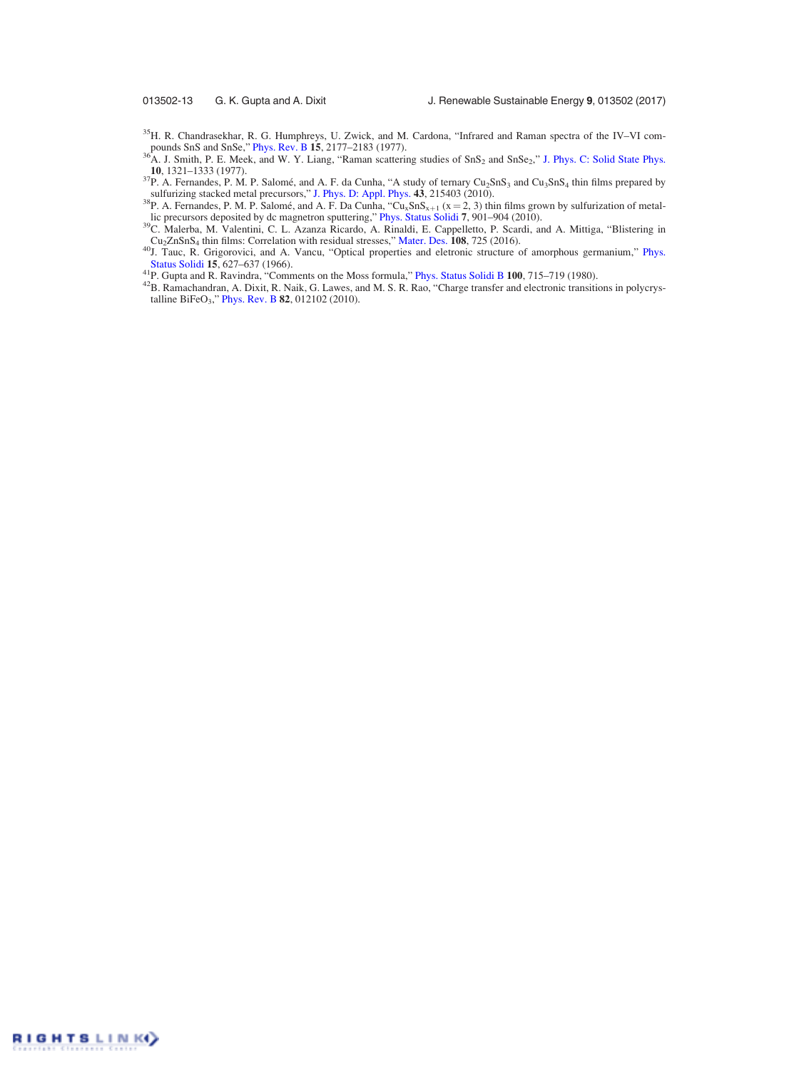[35]H. R. Chandrasekhar, R. G. Humphreys, U. Zwick, and M. Cardona, "Infrared and Raman spectra of the IV–VI compounds SnS and SnSe," Phys. Rev. B **15**, 2177–2183 (1977).

[36]A. J. Smith, P. E. Meek, and W. Y. Liang, "Raman scattering studies of $SnS_2$ and $SnSe_2$," J. Phys. C: Solid State Phys. **10**, 1321–1333 (1977).

[37]P. A. Fernandes, P. M. P. Salomé, and A. F. da Cunha, "A study of ternary $Cu_2SnS_3$ and $Cu_3SnS_4$ thin films prepared by sulfurizing stacked metal precursors," J. Phys. D: Appl. Phys. **43**, 215403 (2010).

[38]P. A. Fernandes, P. M. P. Salomé, and A. F. Da Cunha, "$Cu_xSnS_{x+1}$ ($x = 2, 3$) thin films grown by sulfurization of metallic precursors deposited by dc magnetron sputtering," Phys. Status Solidi **7**, 901–904 (2010).

[39]C. Malerba, M. Valentini, C. L. Azanza Ricardo, A. Rinaldi, E. Cappelletto, P. Scardi, and A. Mittiga, "Blistering in $Cu_2ZnSnS_4$ thin films: Correlation with residual stresses," Mater. Des. **108**, 725 (2016).

[40]J. Tauc, R. Grigorovici, and A. Vancu, "Optical properties and eletronic structure of amorphous germanium," Phys. Status Solidi **15**, 627–637 (1966).

[41]P. Gupta and R. Ravindra, "Comments on the Moss formula," Phys. Status Solidi B **100**, 715–719 (1980).

[42]B. Ramachandran, A. Dixit, R. Naik, G. Lawes, and M. S. R. Rao, "Charge transfer and electronic transitions in polycrystalline $BiFeO_3$," Phys. Rev. B **82**, 012102 (2010).